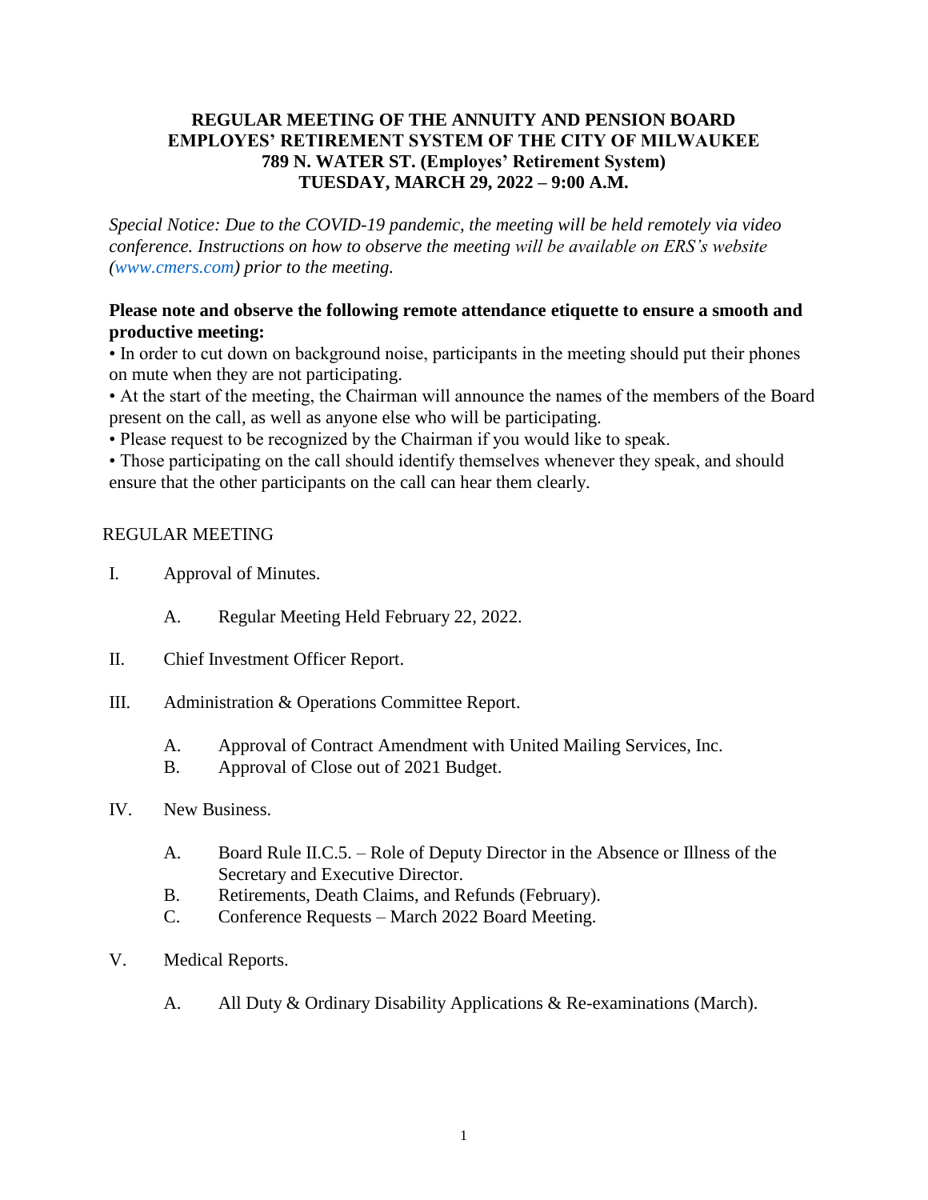# REGULAR MEETING OF THE ANNUITY AND PENSION BOARD
# EMPLOYES' RETIREMENT SYSTEM OF THE CITY OF MILWAUKEE
# 789 N. WATER ST. (Employes' Retirement System)
# TUESDAY, MARCH 29, 2022 – 9:00 A.M.

*Special Notice: Due to the COVID-19 pandemic, the meeting will be held remotely via video conference. Instructions on how to observe the meeting will be available on ERS's website (www.cmers.com) prior to the meeting.*

**Please note and observe the following remote attendance etiquette to ensure a smooth and productive meeting:**

- In order to cut down on background noise, participants in the meeting should put their phones on mute when they are not participating.
- At the start of the meeting, the Chairman will announce the names of the members of the Board present on the call, as well as anyone else who will be participating.
- Please request to be recognized by the Chairman if you would like to speak.
- Those participating on the call should identify themselves whenever they speak, and should ensure that the other participants on the call can hear them clearly.

REGULAR MEETING

I. Approval of Minutes.

  A. Regular Meeting Held February 22, 2022.

II. Chief Investment Officer Report.

III. Administration & Operations Committee Report.

  A. Approval of Contract Amendment with United Mailing Services, Inc.
  B. Approval of Close out of 2021 Budget.

IV. New Business.

  A. Board Rule II.C.5. – Role of Deputy Director in the Absence or Illness of the Secretary and Executive Director.
  B. Retirements, Death Claims, and Refunds (February).
  C. Conference Requests – March 2022 Board Meeting.

V. Medical Reports.

  A. All Duty & Ordinary Disability Applications & Re-examinations (March).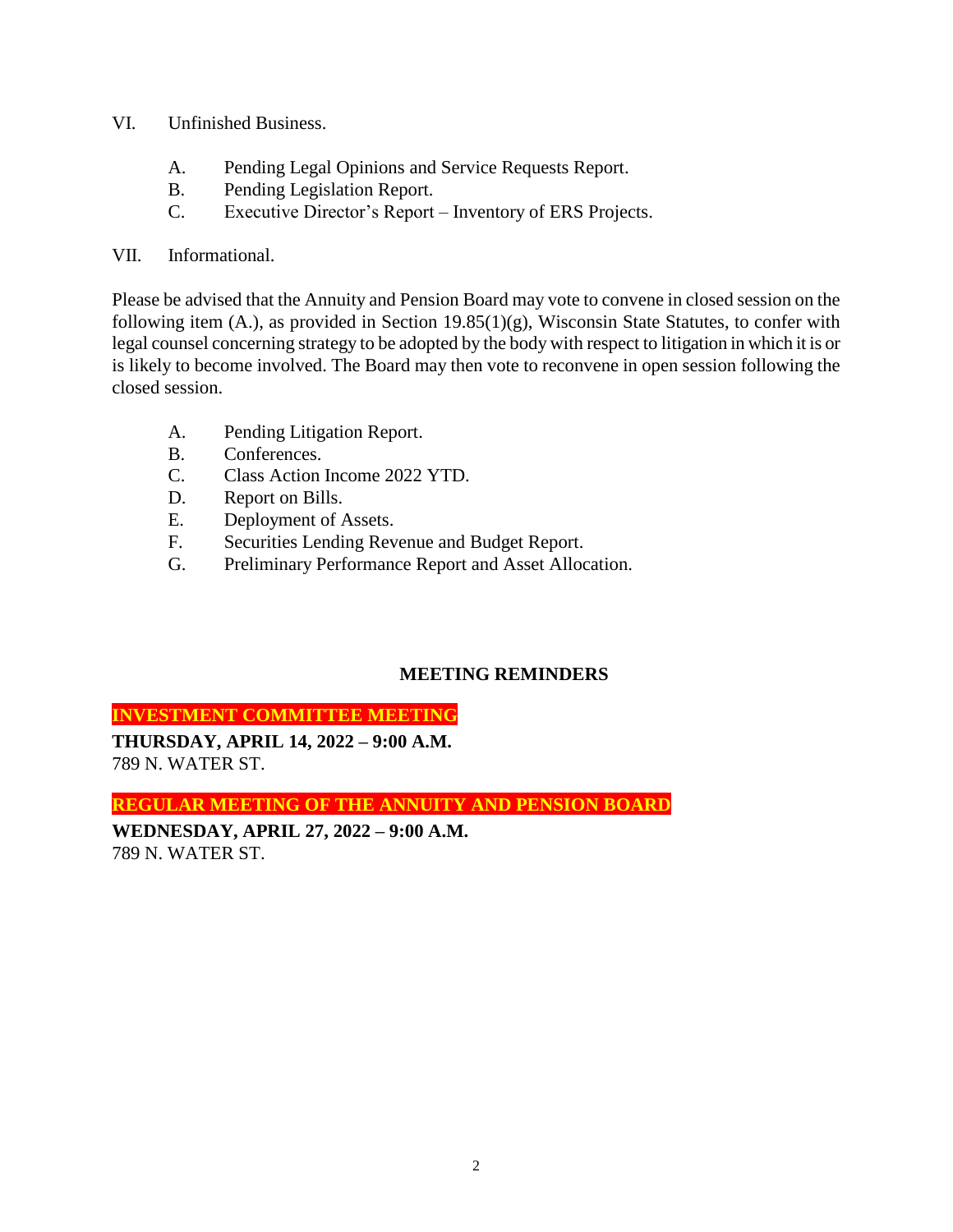VI. Unfinished Business.

   A. Pending Legal Opinions and Service Requests Report.
   B. Pending Legislation Report.
   C. Executive Director's Report – Inventory of ERS Projects.

VII. Informational.

Please be advised that the Annuity and Pension Board may vote to convene in closed session on the following item (A.), as provided in Section 19.85(1)(g), Wisconsin State Statutes, to confer with legal counsel concerning strategy to be adopted by the body with respect to litigation in which it is or is likely to become involved. The Board may then vote to reconvene in open session following the closed session.

   A. Pending Litigation Report.
   B. Conferences.
   C. Class Action Income 2022 YTD.
   D. Report on Bills.
   E. Deployment of Assets.
   F. Securities Lending Revenue and Budget Report.
   G. Preliminary Performance Report and Asset Allocation.

## MEETING REMINDERS

**INVESTMENT COMMITTEE MEETING**
**THURSDAY, APRIL 14, 2022 – 9:00 A.M.**
789 N. WATER ST.

**REGULAR MEETING OF THE ANNUITY AND PENSION BOARD**
**WEDNESDAY, APRIL 27, 2022 – 9:00 A.M.**
789 N. WATER ST.